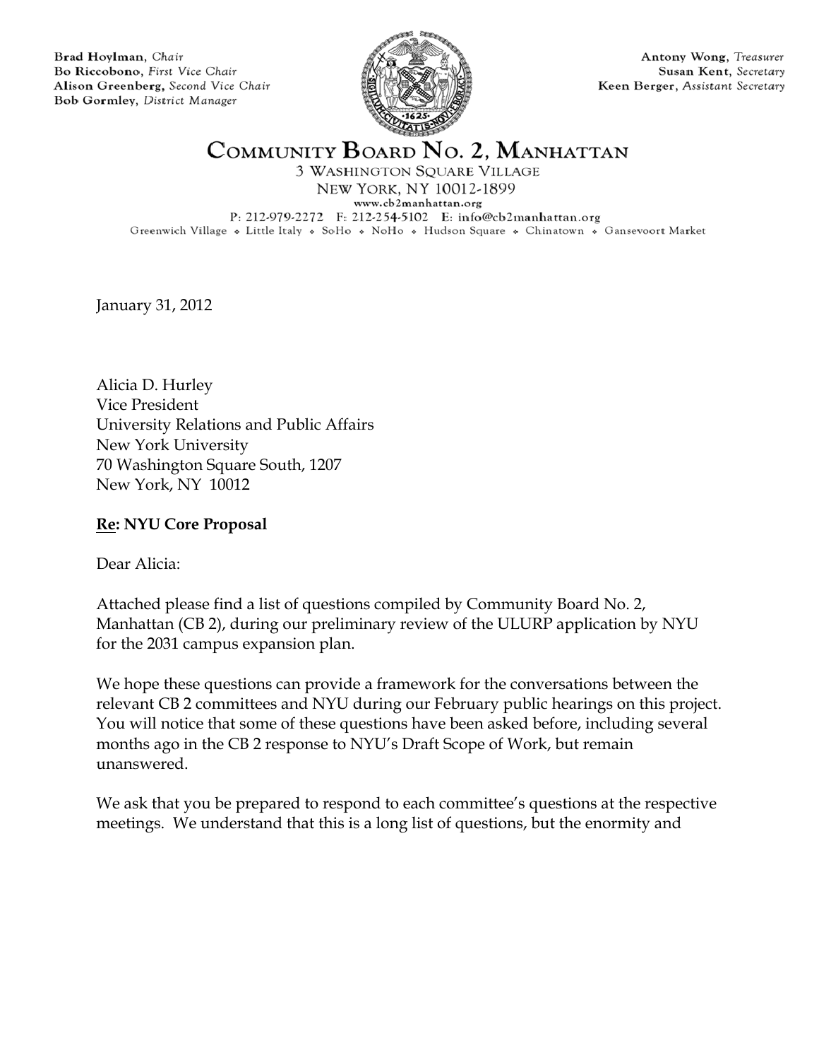Brad Hoylman, *Chair*
Bo Riccobono, *First Vice Chair*
Alison Greenberg, *Second Vice Chair*
Bob Gormley, *District Manager*

Antony Wong, *Treasurer*
Susan Kent, *Secretary*
Keen Berger, *Assistant Secretary*

# COMMUNITY BOARD NO. 2, MANHATTAN

3 WASHINGTON SQUARE VILLAGE
NEW YORK, NY 10012-1899
www.cb2manhattan.org
P: 212-979-2272 F: 212-254-5102 E: info@cb2manhattan.org
Greenwich Village ❖ Little Italy ❖ SoHo ❖ NoHo ❖ Hudson Square ❖ Chinatown ❖ Gansevoort Market

January 31, 2012

Alicia D. Hurley
Vice President
University Relations and Public Affairs
New York University
70 Washington Square South, 1207
New York, NY 10012

**Re: NYU Core Proposal**

Dear Alicia:

Attached please find a list of questions compiled by Community Board No. 2, Manhattan (CB 2), during our preliminary review of the ULURP application by NYU for the 2031 campus expansion plan.

We hope these questions can provide a framework for the conversations between the relevant CB 2 committees and NYU during our February public hearings on this project. You will notice that some of these questions have been asked before, including several months ago in the CB 2 response to NYU's Draft Scope of Work, but remain unanswered.

We ask that you be prepared to respond to each committee's questions at the respective meetings. We understand that this is a long list of questions, but the enormity and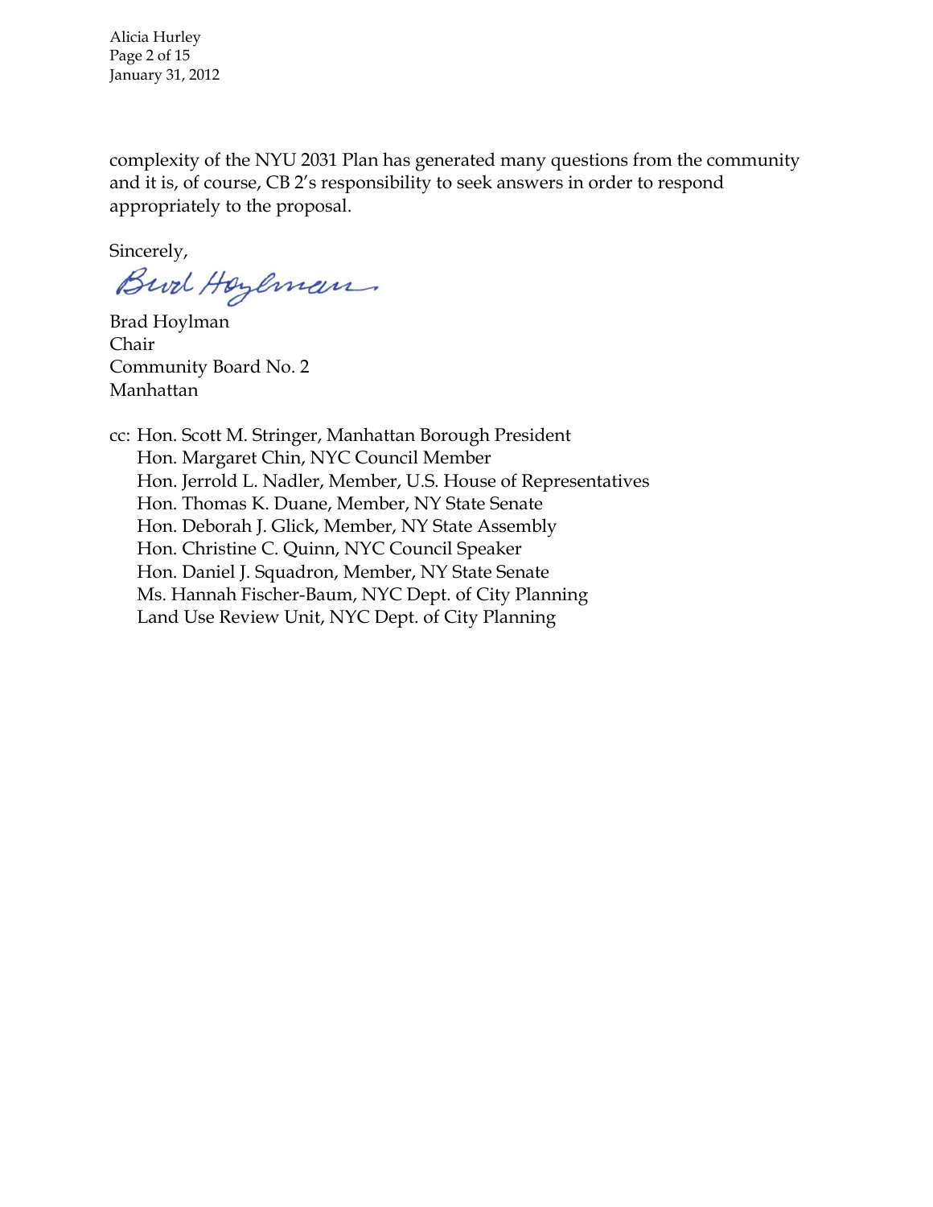complexity of the NYU 2031 Plan has generated many questions from the community and it is, of course, CB 2's responsibility to seek answers in order to respond appropriately to the proposal.

Sincerely,

Brad Hoylman
Chair
Community Board No. 2
Manhattan

cc: Hon. Scott M. Stringer, Manhattan Borough President
Hon. Margaret Chin, NYC Council Member
Hon. Jerrold L. Nadler, Member, U.S. House of Representatives
Hon. Thomas K. Duane, Member, NY State Senate
Hon. Deborah J. Glick, Member, NY State Assembly
Hon. Christine C. Quinn, NYC Council Speaker
Hon. Daniel J. Squadron, Member, NY State Senate
Ms. Hannah Fischer-Baum, NYC Dept. of City Planning
Land Use Review Unit, NYC Dept. of City Planning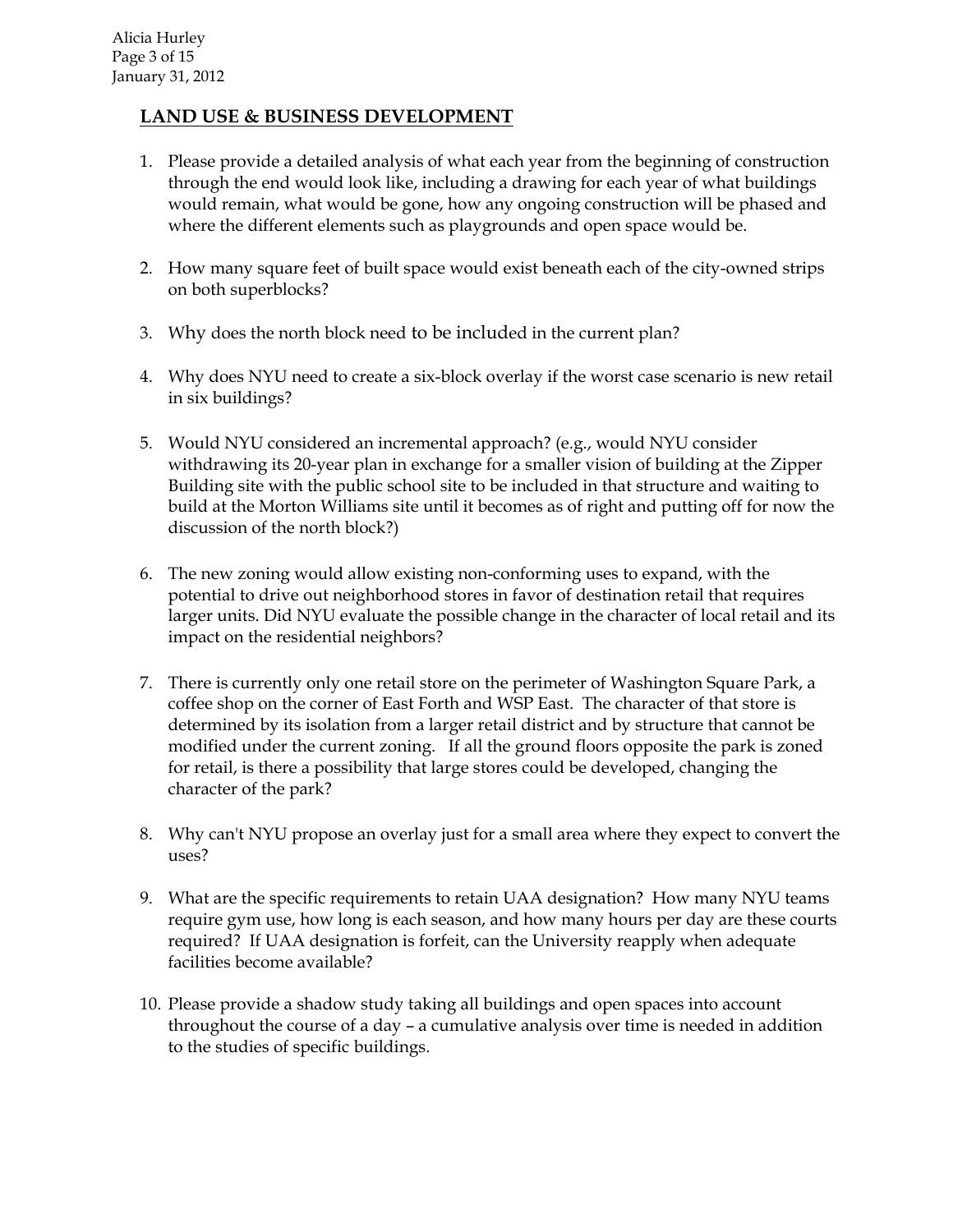## LAND USE & BUSINESS DEVELOPMENT

1. Please provide a detailed analysis of what each year from the beginning of construction through the end would look like, including a drawing for each year of what buildings would remain, what would be gone, how any ongoing construction will be phased and where the different elements such as playgrounds and open space would be.

2. How many square feet of built space would exist beneath each of the city-owned strips on both superblocks?

3. Why does the north block need to be included in the current plan?

4. Why does NYU need to create a six-block overlay if the worst case scenario is new retail in six buildings?

5. Would NYU considered an incremental approach? (e.g., would NYU consider withdrawing its 20-year plan in exchange for a smaller vision of building at the Zipper Building site with the public school site to be included in that structure and waiting to build at the Morton Williams site until it becomes as of right and putting off for now the discussion of the north block?)

6. The new zoning would allow existing non-conforming uses to expand, with the potential to drive out neighborhood stores in favor of destination retail that requires larger units. Did NYU evaluate the possible change in the character of local retail and its impact on the residential neighbors?

7. There is currently only one retail store on the perimeter of Washington Square Park, a coffee shop on the corner of East Forth and WSP East. The character of that store is determined by its isolation from a larger retail district and by structure that cannot be modified under the current zoning. If all the ground floors opposite the park is zoned for retail, is there a possibility that large stores could be developed, changing the character of the park?

8. Why can't NYU propose an overlay just for a small area where they expect to convert the uses?

9. What are the specific requirements to retain UAA designation? How many NYU teams require gym use, how long is each season, and how many hours per day are these courts required? If UAA designation is forfeit, can the University reapply when adequate facilities become available?

10. Please provide a shadow study taking all buildings and open spaces into account throughout the course of a day – a cumulative analysis over time is needed in addition to the studies of specific buildings.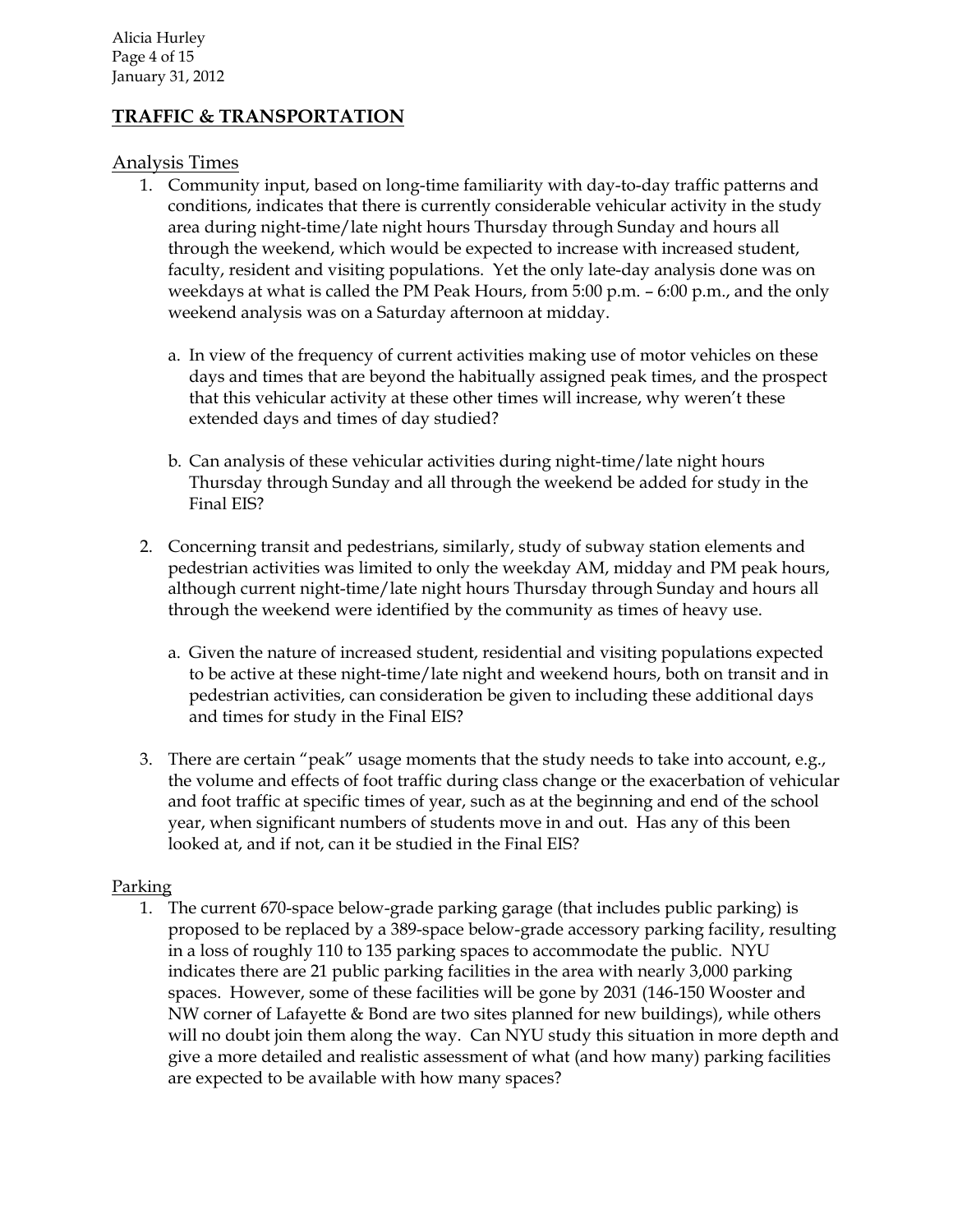## TRAFFIC & TRANSPORTATION

### Analysis Times

1. Community input, based on long-time familiarity with day-to-day traffic patterns and conditions, indicates that there is currently considerable vehicular activity in the study area during night-time/late night hours Thursday through Sunday and hours all through the weekend, which would be expected to increase with increased student, faculty, resident and visiting populations. Yet the only late-day analysis done was on weekdays at what is called the PM Peak Hours, from 5:00 p.m. – 6:00 p.m., and the only weekend analysis was on a Saturday afternoon at midday.

   a. In view of the frequency of current activities making use of motor vehicles on these days and times that are beyond the habitually assigned peak times, and the prospect that this vehicular activity at these other times will increase, why weren't these extended days and times of day studied?

   b. Can analysis of these vehicular activities during night-time/late night hours Thursday through Sunday and all through the weekend be added for study in the Final EIS?

2. Concerning transit and pedestrians, similarly, study of subway station elements and pedestrian activities was limited to only the weekday AM, midday and PM peak hours, although current night-time/late night hours Thursday through Sunday and hours all through the weekend were identified by the community as times of heavy use.

   a. Given the nature of increased student, residential and visiting populations expected to be active at these night-time/late night and weekend hours, both on transit and in pedestrian activities, can consideration be given to including these additional days and times for study in the Final EIS?

3. There are certain "peak" usage moments that the study needs to take into account, e.g., the volume and effects of foot traffic during class change or the exacerbation of vehicular and foot traffic at specific times of year, such as at the beginning and end of the school year, when significant numbers of students move in and out. Has any of this been looked at, and if not, can it be studied in the Final EIS?

### Parking

1. The current 670-space below-grade parking garage (that includes public parking) is proposed to be replaced by a 389-space below-grade accessory parking facility, resulting in a loss of roughly 110 to 135 parking spaces to accommodate the public. NYU indicates there are 21 public parking facilities in the area with nearly 3,000 parking spaces. However, some of these facilities will be gone by 2031 (146-150 Wooster and NW corner of Lafayette & Bond are two sites planned for new buildings), while others will no doubt join them along the way. Can NYU study this situation in more depth and give a more detailed and realistic assessment of what (and how many) parking facilities are expected to be available with how many spaces?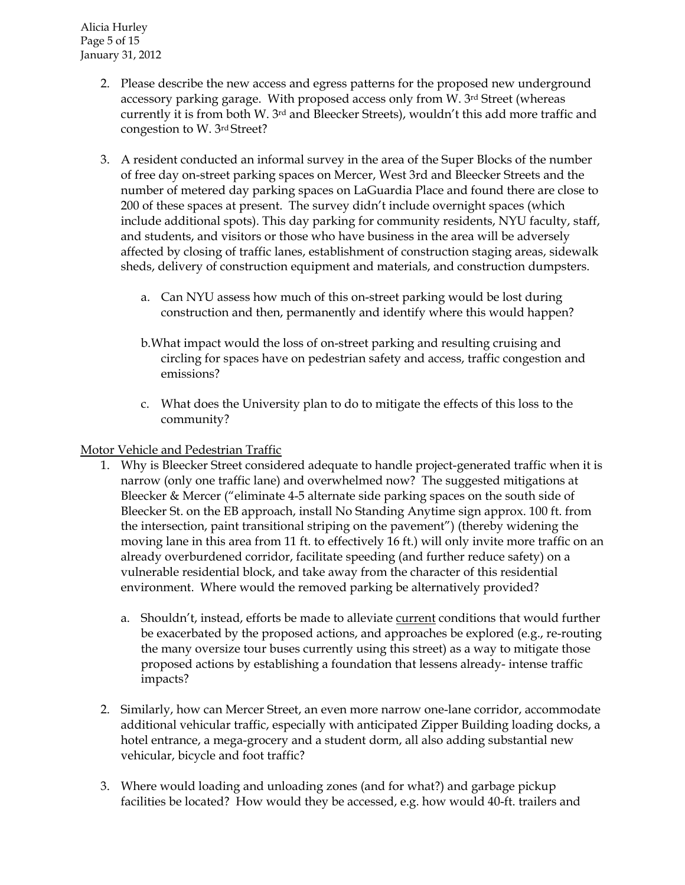2. Please describe the new access and egress patterns for the proposed new underground accessory parking garage. With proposed access only from W. 3rd Street (whereas currently it is from both W. 3rd and Bleecker Streets), wouldn't this add more traffic and congestion to W. 3rd Street?

3. A resident conducted an informal survey in the area of the Super Blocks of the number of free day on-street parking spaces on Mercer, West 3rd and Bleecker Streets and the number of metered day parking spaces on LaGuardia Place and found there are close to 200 of these spaces at present. The survey didn't include overnight spaces (which include additional spots). This day parking for community residents, NYU faculty, staff, and students, and visitors or those who have business in the area will be adversely affected by closing of traffic lanes, establishment of construction staging areas, sidewalk sheds, delivery of construction equipment and materials, and construction dumpsters.

   a. Can NYU assess how much of this on-street parking would be lost during construction and then, permanently and identify where this would happen?

   b. What impact would the loss of on-street parking and resulting cruising and circling for spaces have on pedestrian safety and access, traffic congestion and emissions?

   c. What does the University plan to do to mitigate the effects of this loss to the community?

<u>Motor Vehicle and Pedestrian Traffic</u>

1. Why is Bleecker Street considered adequate to handle project-generated traffic when it is narrow (only one traffic lane) and overwhelmed now? The suggested mitigations at Bleecker & Mercer ("eliminate 4-5 alternate side parking spaces on the south side of Bleecker St. on the EB approach, install No Standing Anytime sign approx. 100 ft. from the intersection, paint transitional striping on the pavement") (thereby widening the moving lane in this area from 11 ft. to effectively 16 ft.) will only invite more traffic on an already overburdened corridor, facilitate speeding (and further reduce safety) on a vulnerable residential block, and take away from the character of this residential environment. Where would the removed parking be alternatively provided?

   a. Shouldn't, instead, efforts be made to alleviate <u>current</u> conditions that would further be exacerbated by the proposed actions, and approaches be explored (e.g., re-routing the many oversize tour buses currently using this street) as a way to mitigate those proposed actions by establishing a foundation that lessens already- intense traffic impacts?

2. Similarly, how can Mercer Street, an even more narrow one-lane corridor, accommodate additional vehicular traffic, especially with anticipated Zipper Building loading docks, a hotel entrance, a mega-grocery and a student dorm, all also adding substantial new vehicular, bicycle and foot traffic?

3. Where would loading and unloading zones (and for what?) and garbage pickup facilities be located? How would they be accessed, e.g. how would 40-ft. trailers and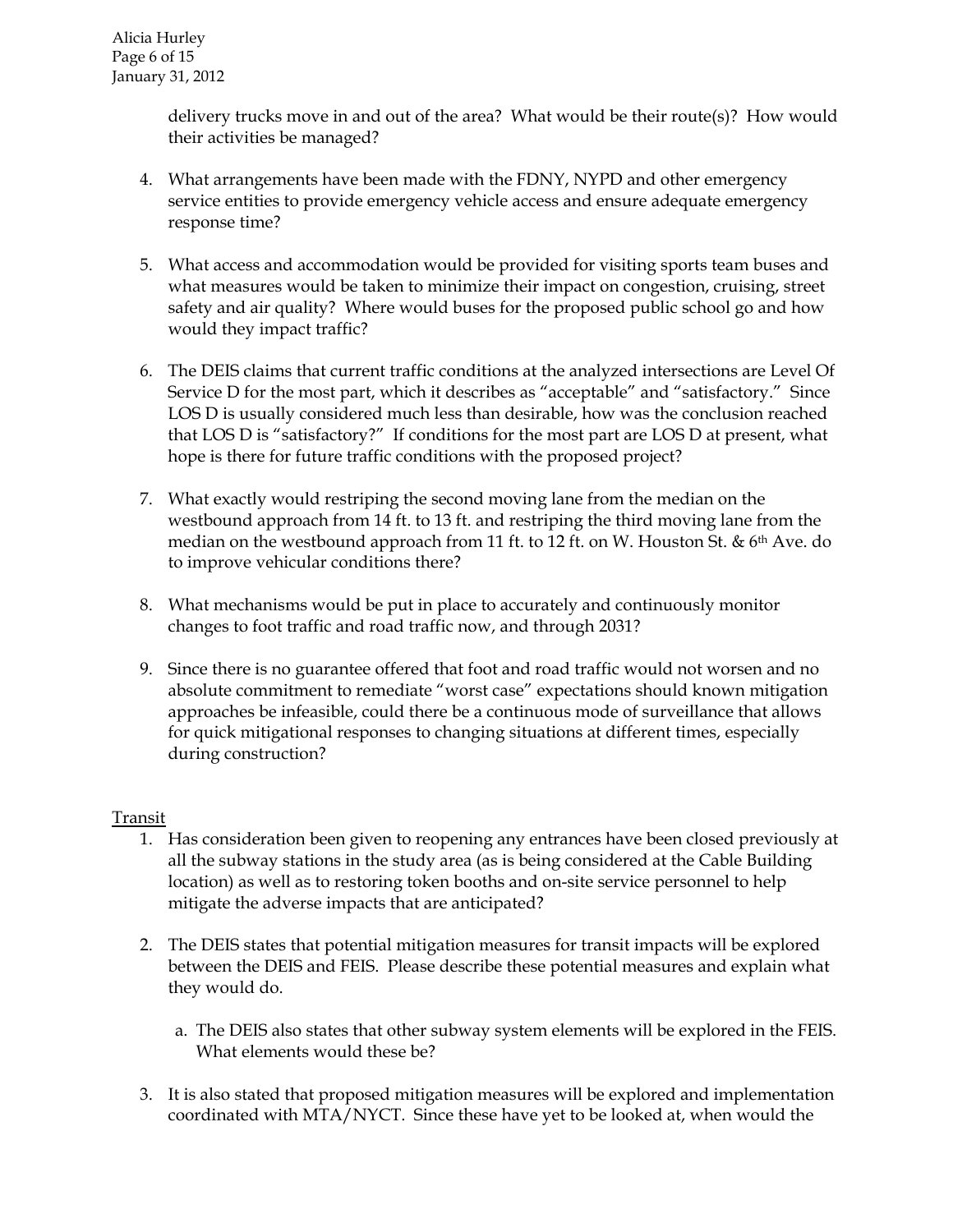delivery trucks move in and out of the area? What would be their route(s)? How would their activities be managed?

4. What arrangements have been made with the FDNY, NYPD and other emergency service entities to provide emergency vehicle access and ensure adequate emergency response time?

5. What access and accommodation would be provided for visiting sports team buses and what measures would be taken to minimize their impact on congestion, cruising, street safety and air quality? Where would buses for the proposed public school go and how would they impact traffic?

6. The DEIS claims that current traffic conditions at the analyzed intersections are Level Of Service D for the most part, which it describes as "acceptable" and "satisfactory." Since LOS D is usually considered much less than desirable, how was the conclusion reached that LOS D is "satisfactory?" If conditions for the most part are LOS D at present, what hope is there for future traffic conditions with the proposed project?

7. What exactly would restriping the second moving lane from the median on the westbound approach from 14 ft. to 13 ft. and restriping the third moving lane from the median on the westbound approach from 11 ft. to 12 ft. on W. Houston St. & 6th Ave. do to improve vehicular conditions there?

8. What mechanisms would be put in place to accurately and continuously monitor changes to foot traffic and road traffic now, and through 2031?

9. Since there is no guarantee offered that foot and road traffic would not worsen and no absolute commitment to remediate "worst case" expectations should known mitigation approaches be infeasible, could there be a continuous mode of surveillance that allows for quick mitigational responses to changing situations at different times, especially during construction?

<u>Transit</u>

1. Has consideration been given to reopening any entrances have been closed previously at all the subway stations in the study area (as is being considered at the Cable Building location) as well as to restoring token booths and on-site service personnel to help mitigate the adverse impacts that are anticipated?

2. The DEIS states that potential mitigation measures for transit impacts will be explored between the DEIS and FEIS. Please describe these potential measures and explain what they would do.

   a. The DEIS also states that other subway system elements will be explored in the FEIS. What elements would these be?

3. It is also stated that proposed mitigation measures will be explored and implementation coordinated with MTA/NYCT. Since these have yet to be looked at, when would the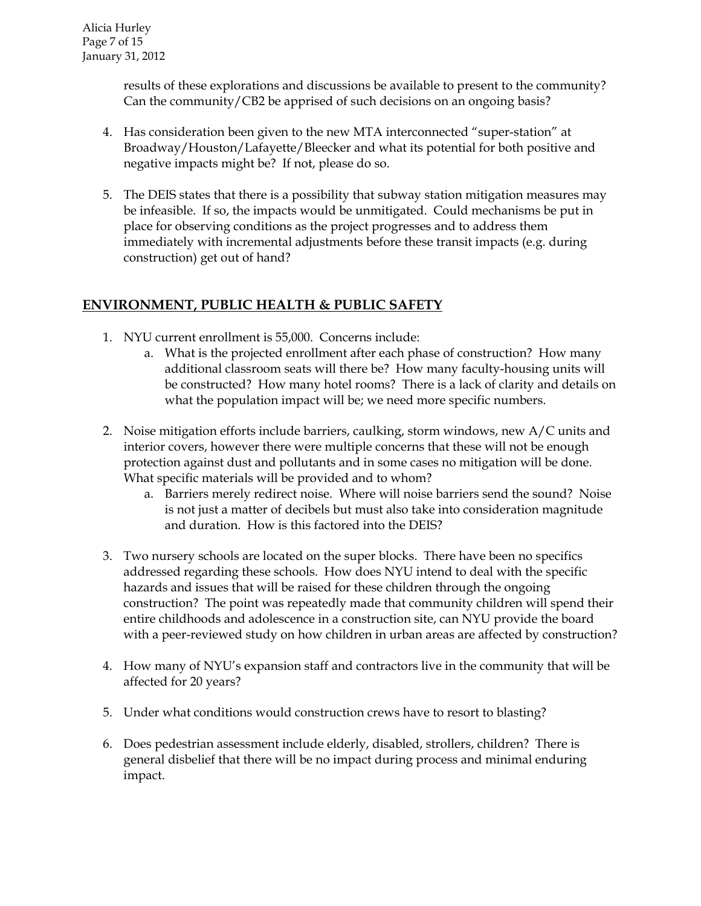results of these explorations and discussions be available to present to the community? Can the community/CB2 be apprised of such decisions on an ongoing basis?

4. Has consideration been given to the new MTA interconnected "super-station" at Broadway/Houston/Lafayette/Bleecker and what its potential for both positive and negative impacts might be? If not, please do so.

5. The DEIS states that there is a possibility that subway station mitigation measures may be infeasible. If so, the impacts would be unmitigated. Could mechanisms be put in place for observing conditions as the project progresses and to address them immediately with incremental adjustments before these transit impacts (e.g. during construction) get out of hand?

## ENVIRONMENT, PUBLIC HEALTH & PUBLIC SAFETY

1. NYU current enrollment is 55,000. Concerns include:
    a. What is the projected enrollment after each phase of construction? How many additional classroom seats will there be? How many faculty-housing units will be constructed? How many hotel rooms? There is a lack of clarity and details on what the population impact will be; we need more specific numbers.

2. Noise mitigation efforts include barriers, caulking, storm windows, new A/C units and interior covers, however there were multiple concerns that these will not be enough protection against dust and pollutants and in some cases no mitigation will be done. What specific materials will be provided and to whom?
    a. Barriers merely redirect noise. Where will noise barriers send the sound? Noise is not just a matter of decibels but must also take into consideration magnitude and duration. How is this factored into the DEIS?

3. Two nursery schools are located on the super blocks. There have been no specifics addressed regarding these schools. How does NYU intend to deal with the specific hazards and issues that will be raised for these children through the ongoing construction? The point was repeatedly made that community children will spend their entire childhoods and adolescence in a construction site, can NYU provide the board with a peer-reviewed study on how children in urban areas are affected by construction?

4. How many of NYU's expansion staff and contractors live in the community that will be affected for 20 years?

5. Under what conditions would construction crews have to resort to blasting?

6. Does pedestrian assessment include elderly, disabled, strollers, children? There is general disbelief that there will be no impact during process and minimal enduring impact.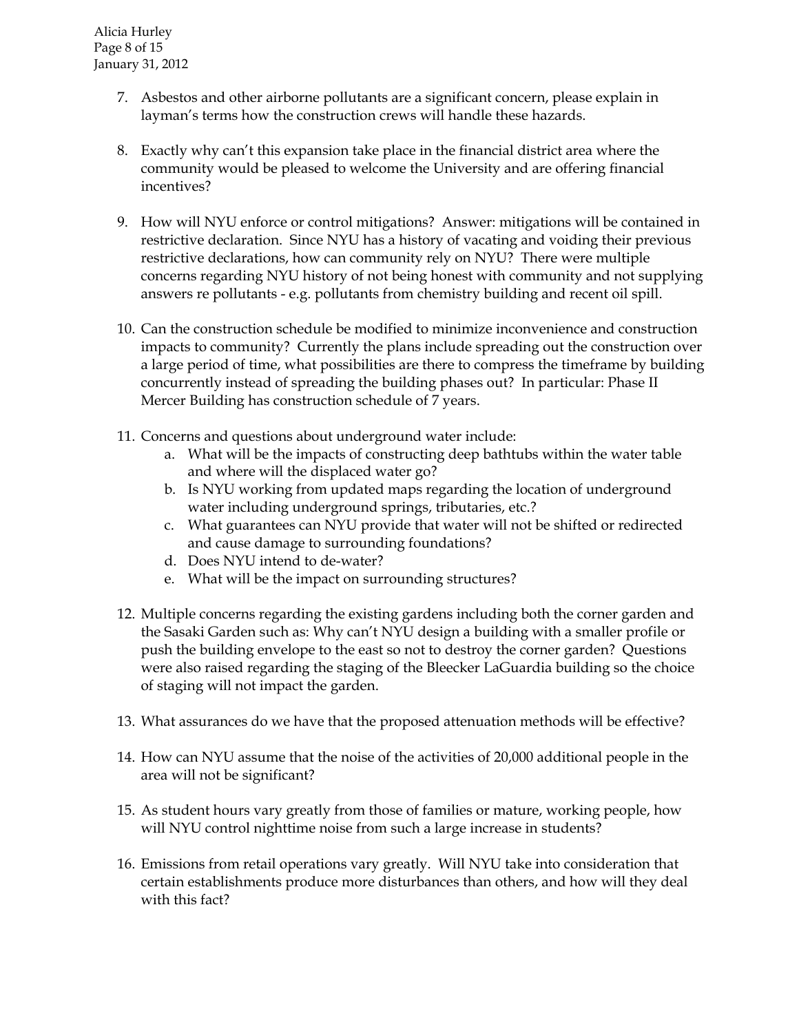7. Asbestos and other airborne pollutants are a significant concern, please explain in layman's terms how the construction crews will handle these hazards.

8. Exactly why can't this expansion take place in the financial district area where the community would be pleased to welcome the University and are offering financial incentives?

9. How will NYU enforce or control mitigations? Answer: mitigations will be contained in restrictive declaration. Since NYU has a history of vacating and voiding their previous restrictive declarations, how can community rely on NYU? There were multiple concerns regarding NYU history of not being honest with community and not supplying answers re pollutants - e.g. pollutants from chemistry building and recent oil spill.

10. Can the construction schedule be modified to minimize inconvenience and construction impacts to community? Currently the plans include spreading out the construction over a large period of time, what possibilities are there to compress the timeframe by building concurrently instead of spreading the building phases out? In particular: Phase II Mercer Building has construction schedule of 7 years.

11. Concerns and questions about underground water include:
    a. What will be the impacts of constructing deep bathtubs within the water table and where will the displaced water go?
    b. Is NYU working from updated maps regarding the location of underground water including underground springs, tributaries, etc.?
    c. What guarantees can NYU provide that water will not be shifted or redirected and cause damage to surrounding foundations?
    d. Does NYU intend to de-water?
    e. What will be the impact on surrounding structures?

12. Multiple concerns regarding the existing gardens including both the corner garden and the Sasaki Garden such as: Why can't NYU design a building with a smaller profile or push the building envelope to the east so not to destroy the corner garden? Questions were also raised regarding the staging of the Bleecker LaGuardia building so the choice of staging will not impact the garden.

13. What assurances do we have that the proposed attenuation methods will be effective?

14. How can NYU assume that the noise of the activities of 20,000 additional people in the area will not be significant?

15. As student hours vary greatly from those of families or mature, working people, how will NYU control nighttime noise from such a large increase in students?

16. Emissions from retail operations vary greatly. Will NYU take into consideration that certain establishments produce more disturbances than others, and how will they deal with this fact?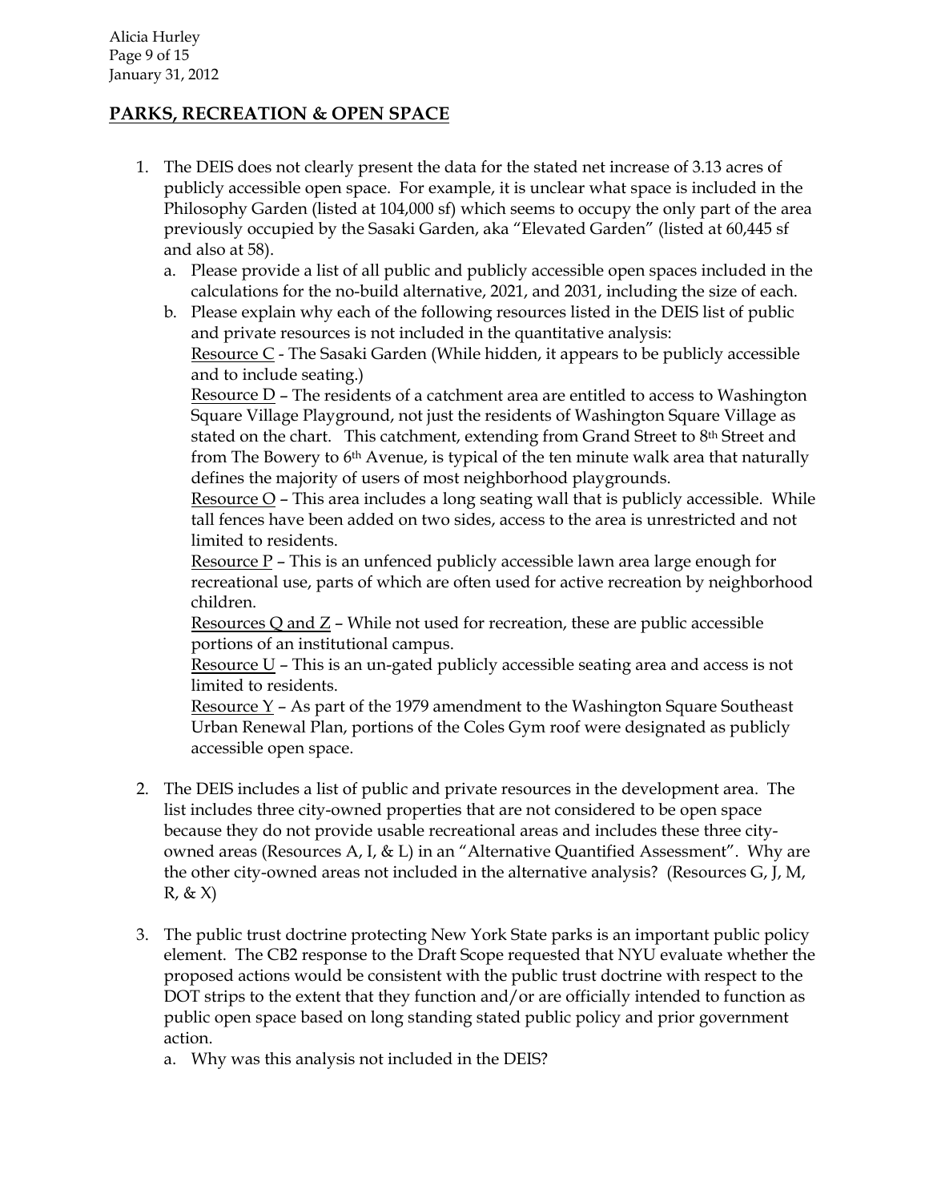## PARKS, RECREATION & OPEN SPACE

1. The DEIS does not clearly present the data for the stated net increase of 3.13 acres of publicly accessible open space. For example, it is unclear what space is included in the Philosophy Garden (listed at 104,000 sf) which seems to occupy the only part of the area previously occupied by the Sasaki Garden, aka "Elevated Garden" (listed at 60,445 sf and also at 58).
   a. Please provide a list of all public and publicly accessible open spaces included in the calculations for the no-build alternative, 2021, and 2031, including the size of each.
   b. Please explain why each of the following resources listed in the DEIS list of public and private resources is not included in the quantitative analysis:
      Resource C - The Sasaki Garden (While hidden, it appears to be publicly accessible and to include seating.)
      Resource D – The residents of a catchment area are entitled to access to Washington Square Village Playground, not just the residents of Washington Square Village as stated on the chart. This catchment, extending from Grand Street to 8th Street and from The Bowery to 6th Avenue, is typical of the ten minute walk area that naturally defines the majority of users of most neighborhood playgrounds.
      Resource O – This area includes a long seating wall that is publicly accessible. While tall fences have been added on two sides, access to the area is unrestricted and not limited to residents.
      Resource P – This is an unfenced publicly accessible lawn area large enough for recreational use, parts of which are often used for active recreation by neighborhood children.
      Resources Q and Z – While not used for recreation, these are public accessible portions of an institutional campus.
      Resource U – This is an un-gated publicly accessible seating area and access is not limited to residents.
      Resource Y – As part of the 1979 amendment to the Washington Square Southeast Urban Renewal Plan, portions of the Coles Gym roof were designated as publicly accessible open space.

2. The DEIS includes a list of public and private resources in the development area. The list includes three city-owned properties that are not considered to be open space because they do not provide usable recreational areas and includes these three city-owned areas (Resources A, I, & L) in an "Alternative Quantified Assessment". Why are the other city-owned areas not included in the alternative analysis? (Resources G, J, M, R, & X)

3. The public trust doctrine protecting New York State parks is an important public policy element. The CB2 response to the Draft Scope requested that NYU evaluate whether the proposed actions would be consistent with the public trust doctrine with respect to the DOT strips to the extent that they function and/or are officially intended to function as public open space based on long standing stated public policy and prior government action.
   a. Why was this analysis not included in the DEIS?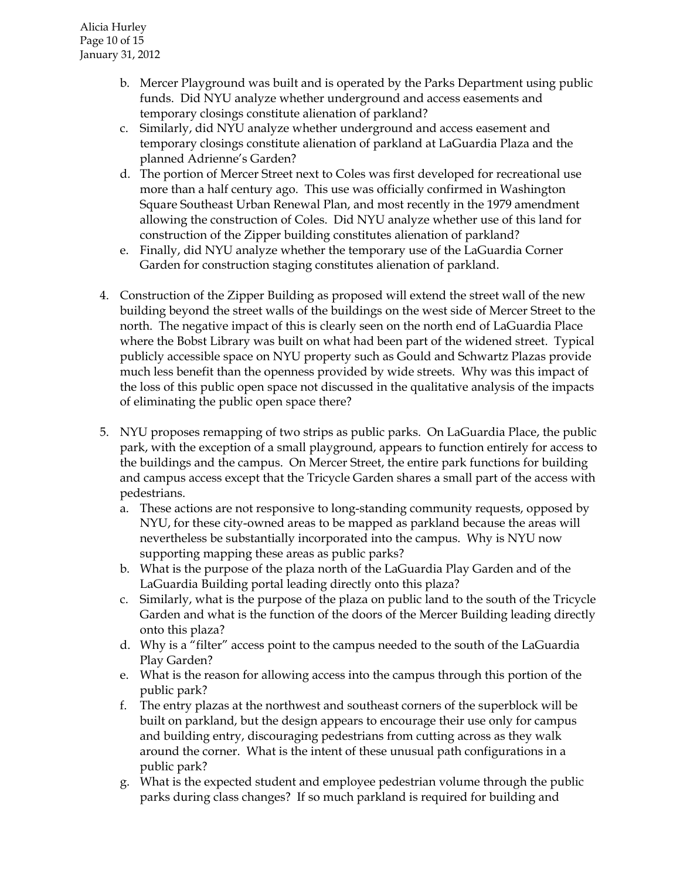b. Mercer Playground was built and is operated by the Parks Department using public funds. Did NYU analyze whether underground and access easements and temporary closings constitute alienation of parkland?
   c. Similarly, did NYU analyze whether underground and access easement and temporary closings constitute alienation of parkland at LaGuardia Plaza and the planned Adrienne's Garden?
   d. The portion of Mercer Street next to Coles was first developed for recreational use more than a half century ago. This use was officially confirmed in Washington Square Southeast Urban Renewal Plan, and most recently in the 1979 amendment allowing the construction of Coles. Did NYU analyze whether use of this land for construction of the Zipper building constitutes alienation of parkland?
   e. Finally, did NYU analyze whether the temporary use of the LaGuardia Corner Garden for construction staging constitutes alienation of parkland.

4. Construction of the Zipper Building as proposed will extend the street wall of the new building beyond the street walls of the buildings on the west side of Mercer Street to the north. The negative impact of this is clearly seen on the north end of LaGuardia Place where the Bobst Library was built on what had been part of the widened street. Typical publicly accessible space on NYU property such as Gould and Schwartz Plazas provide much less benefit than the openness provided by wide streets. Why was this impact of the loss of this public open space not discussed in the qualitative analysis of the impacts of eliminating the public open space there?

5. NYU proposes remapping of two strips as public parks. On LaGuardia Place, the public park, with the exception of a small playground, appears to function entirely for access to the buildings and the campus. On Mercer Street, the entire park functions for building and campus access except that the Tricycle Garden shares a small part of the access with pedestrians.
   a. These actions are not responsive to long-standing community requests, opposed by NYU, for these city-owned areas to be mapped as parkland because the areas will nevertheless be substantially incorporated into the campus. Why is NYU now supporting mapping these areas as public parks?
   b. What is the purpose of the plaza north of the LaGuardia Play Garden and of the LaGuardia Building portal leading directly onto this plaza?
   c. Similarly, what is the purpose of the plaza on public land to the south of the Tricycle Garden and what is the function of the doors of the Mercer Building leading directly onto this plaza?
   d. Why is a "filter" access point to the campus needed to the south of the LaGuardia Play Garden?
   e. What is the reason for allowing access into the campus through this portion of the public park?
   f. The entry plazas at the northwest and southeast corners of the superblock will be built on parkland, but the design appears to encourage their use only for campus and building entry, discouraging pedestrians from cutting across as they walk around the corner. What is the intent of these unusual path configurations in a public park?
   g. What is the expected student and employee pedestrian volume through the public parks during class changes? If so much parkland is required for building and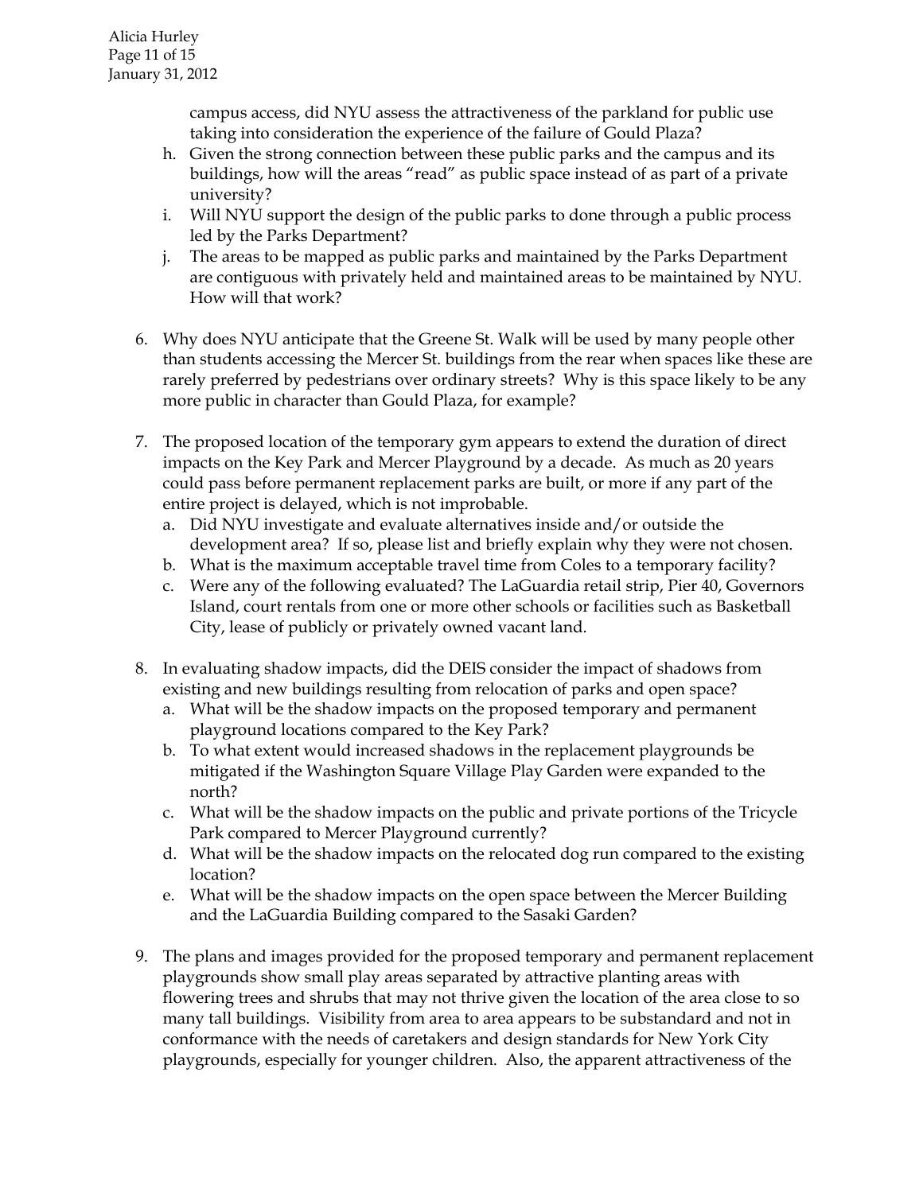campus access, did NYU assess the attractiveness of the parkland for public use taking into consideration the experience of the failure of Gould Plaza?

h. Given the strong connection between these public parks and the campus and its buildings, how will the areas "read" as public space instead of as part of a private university?
i. Will NYU support the design of the public parks to done through a public process led by the Parks Department?
j. The areas to be mapped as public parks and maintained by the Parks Department are contiguous with privately held and maintained areas to be maintained by NYU. How will that work?

6. Why does NYU anticipate that the Greene St. Walk will be used by many people other than students accessing the Mercer St. buildings from the rear when spaces like these are rarely preferred by pedestrians over ordinary streets? Why is this space likely to be any more public in character than Gould Plaza, for example?

7. The proposed location of the temporary gym appears to extend the duration of direct impacts on the Key Park and Mercer Playground by a decade. As much as 20 years could pass before permanent replacement parks are built, or more if any part of the entire project is delayed, which is not improbable.
   a. Did NYU investigate and evaluate alternatives inside and/or outside the development area? If so, please list and briefly explain why they were not chosen.
   b. What is the maximum acceptable travel time from Coles to a temporary facility?
   c. Were any of the following evaluated? The LaGuardia retail strip, Pier 40, Governors Island, court rentals from one or more other schools or facilities such as Basketball City, lease of publicly or privately owned vacant land.

8. In evaluating shadow impacts, did the DEIS consider the impact of shadows from existing and new buildings resulting from relocation of parks and open space?
   a. What will be the shadow impacts on the proposed temporary and permanent playground locations compared to the Key Park?
   b. To what extent would increased shadows in the replacement playgrounds be mitigated if the Washington Square Village Play Garden were expanded to the north?
   c. What will be the shadow impacts on the public and private portions of the Tricycle Park compared to Mercer Playground currently?
   d. What will be the shadow impacts on the relocated dog run compared to the existing location?
   e. What will be the shadow impacts on the open space between the Mercer Building and the LaGuardia Building compared to the Sasaki Garden?

9. The plans and images provided for the proposed temporary and permanent replacement playgrounds show small play areas separated by attractive planting areas with flowering trees and shrubs that may not thrive given the location of the area close to so many tall buildings. Visibility from area to area appears to be substandard and not in conformance with the needs of caretakers and design standards for New York City playgrounds, especially for younger children. Also, the apparent attractiveness of the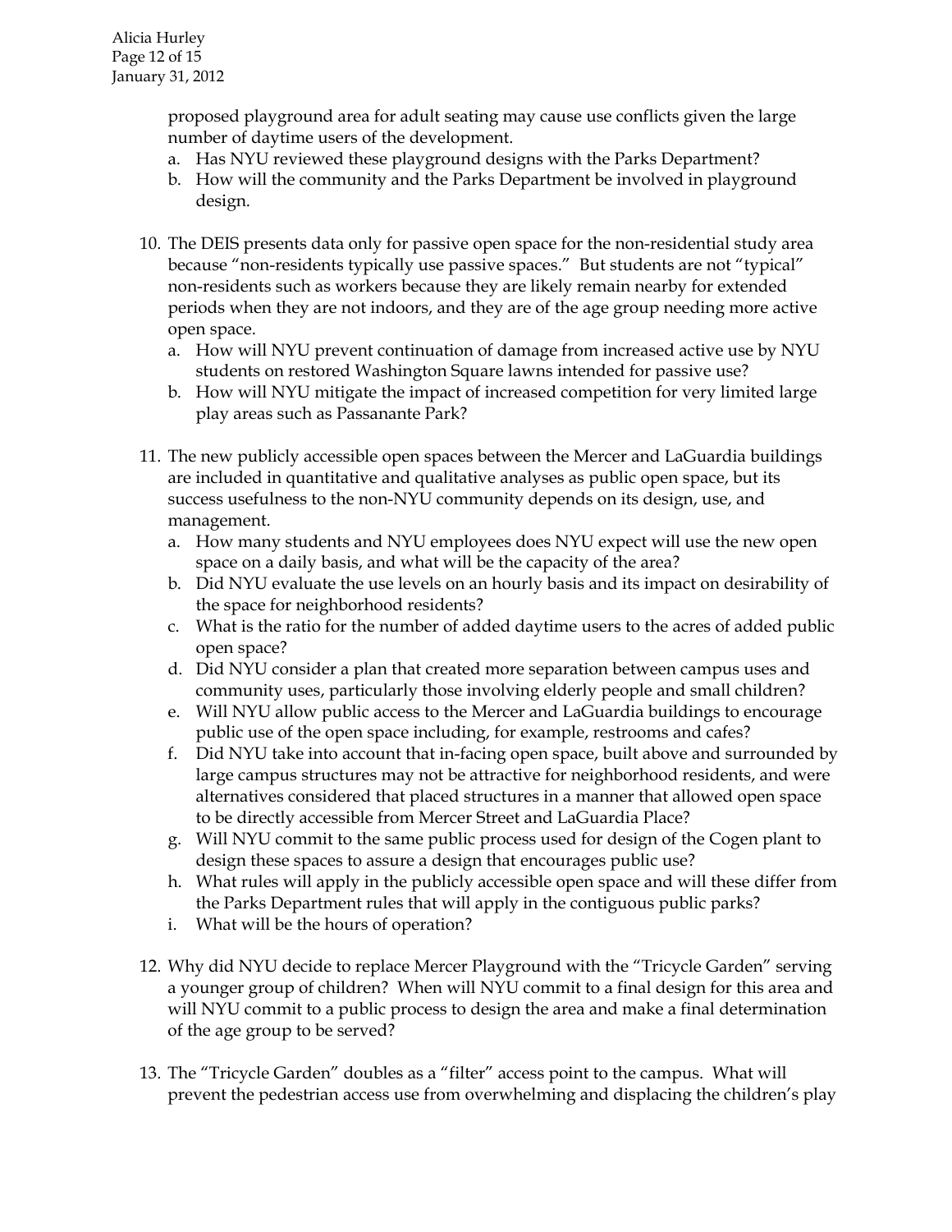proposed playground area for adult seating may cause use conflicts given the large number of daytime users of the development.

   a. Has NYU reviewed these playground designs with the Parks Department?
   b. How will the community and the Parks Department be involved in playground design.

10. The DEIS presents data only for passive open space for the non-residential study area because "non-residents typically use passive spaces." But students are not "typical" non-residents such as workers because they are likely remain nearby for extended periods when they are not indoors, and they are of the age group needing more active open space.
    a. How will NYU prevent continuation of damage from increased active use by NYU students on restored Washington Square lawns intended for passive use?
    b. How will NYU mitigate the impact of increased competition for very limited large play areas such as Passanante Park?

11. The new publicly accessible open spaces between the Mercer and LaGuardia buildings are included in quantitative and qualitative analyses as public open space, but its success usefulness to the non-NYU community depends on its design, use, and management.
    a. How many students and NYU employees does NYU expect will use the new open space on a daily basis, and what will be the capacity of the area?
    b. Did NYU evaluate the use levels on an hourly basis and its impact on desirability of the space for neighborhood residents?
    c. What is the ratio for the number of added daytime users to the acres of added public open space?
    d. Did NYU consider a plan that created more separation between campus uses and community uses, particularly those involving elderly people and small children?
    e. Will NYU allow public access to the Mercer and LaGuardia buildings to encourage public use of the open space including, for example, restrooms and cafes?
    f. Did NYU take into account that in-facing open space, built above and surrounded by large campus structures may not be attractive for neighborhood residents, and were alternatives considered that placed structures in a manner that allowed open space to be directly accessible from Mercer Street and LaGuardia Place?
    g. Will NYU commit to the same public process used for design of the Cogen plant to design these spaces to assure a design that encourages public use?
    h. What rules will apply in the publicly accessible open space and will these differ from the Parks Department rules that will apply in the contiguous public parks?
    i. What will be the hours of operation?

12. Why did NYU decide to replace Mercer Playground with the "Tricycle Garden" serving a younger group of children? When will NYU commit to a final design for this area and will NYU commit to a public process to design the area and make a final determination of the age group to be served?

13. The "Tricycle Garden" doubles as a "filter" access point to the campus. What will prevent the pedestrian access use from overwhelming and displacing the children's play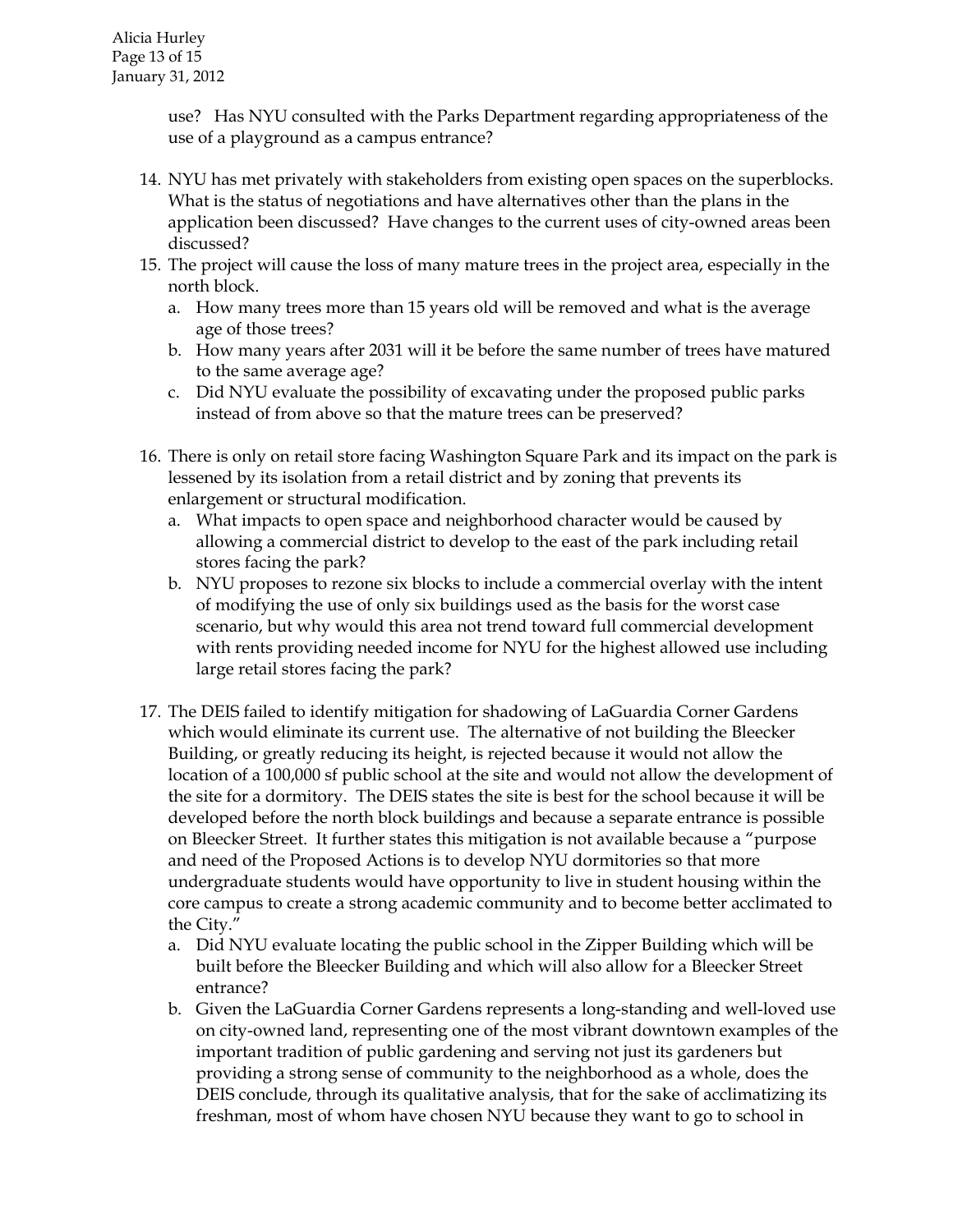use? Has NYU consulted with the Parks Department regarding appropriateness of the use of a playground as a campus entrance?

14. NYU has met privately with stakeholders from existing open spaces on the superblocks. What is the status of negotiations and have alternatives other than the plans in the application been discussed? Have changes to the current uses of city-owned areas been discussed?
15. The project will cause the loss of many mature trees in the project area, especially in the north block.
    a. How many trees more than 15 years old will be removed and what is the average age of those trees?
    b. How many years after 2031 will it be before the same number of trees have matured to the same average age?
    c. Did NYU evaluate the possibility of excavating under the proposed public parks instead of from above so that the mature trees can be preserved?

16. There is only on retail store facing Washington Square Park and its impact on the park is lessened by its isolation from a retail district and by zoning that prevents its enlargement or structural modification.
    a. What impacts to open space and neighborhood character would be caused by allowing a commercial district to develop to the east of the park including retail stores facing the park?
    b. NYU proposes to rezone six blocks to include a commercial overlay with the intent of modifying the use of only six buildings used as the basis for the worst case scenario, but why would this area not trend toward full commercial development with rents providing needed income for NYU for the highest allowed use including large retail stores facing the park?

17. The DEIS failed to identify mitigation for shadowing of LaGuardia Corner Gardens which would eliminate its current use. The alternative of not building the Bleecker Building, or greatly reducing its height, is rejected because it would not allow the location of a 100,000 sf public school at the site and would not allow the development of the site for a dormitory. The DEIS states the site is best for the school because it will be developed before the north block buildings and because a separate entrance is possible on Bleecker Street. It further states this mitigation is not available because a "purpose and need of the Proposed Actions is to develop NYU dormitories so that more undergraduate students would have opportunity to live in student housing within the core campus to create a strong academic community and to become better acclimated to the City."
    a. Did NYU evaluate locating the public school in the Zipper Building which will be built before the Bleecker Building and which will also allow for a Bleecker Street entrance?
    b. Given the LaGuardia Corner Gardens represents a long-standing and well-loved use on city-owned land, representing one of the most vibrant downtown examples of the important tradition of public gardening and serving not just its gardeners but providing a strong sense of community to the neighborhood as a whole, does the DEIS conclude, through its qualitative analysis, that for the sake of acclimatizing its freshman, most of whom have chosen NYU because they want to go to school in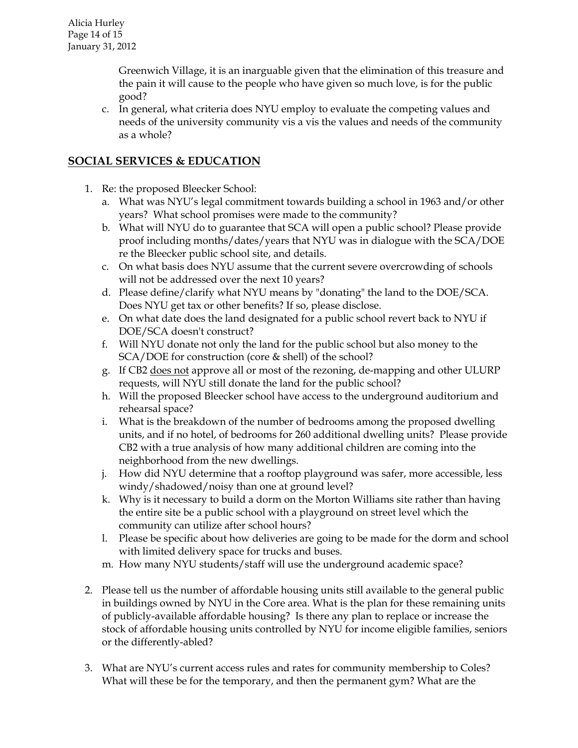Greenwich Village, it is an inarguable given that the elimination of this treasure and the pain it will cause to the people who have given so much love, is for the public good?

c. In general, what criteria does NYU employ to evaluate the competing values and needs of the university community vis a vis the values and needs of the community as a whole?

## SOCIAL SERVICES & EDUCATION

1. Re: the proposed Bleecker School:
   a. What was NYU's legal commitment towards building a school in 1963 and/or other years? What school promises were made to the community?
   b. What will NYU do to guarantee that SCA will open a public school? Please provide proof including months/dates/years that NYU was in dialogue with the SCA/DOE re the Bleecker public school site, and details.
   c. On what basis does NYU assume that the current severe overcrowding of schools will not be addressed over the next 10 years?
   d. Please define/clarify what NYU means by "donating" the land to the DOE/SCA. Does NYU get tax or other benefits? If so, please disclose.
   e. On what date does the land designated for a public school revert back to NYU if DOE/SCA doesn't construct?
   f. Will NYU donate not only the land for the public school but also money to the SCA/DOE for construction (core & shell) of the school?
   g. If CB2 <u>does not</u> approve all or most of the rezoning, de-mapping and other ULURP requests, will NYU still donate the land for the public school?
   h. Will the proposed Bleecker school have access to the underground auditorium and rehearsal space?
   i. What is the breakdown of the number of bedrooms among the proposed dwelling units, and if no hotel, of bedrooms for 260 additional dwelling units? Please provide CB2 with a true analysis of how many additional children are coming into the neighborhood from the new dwellings.
   j. How did NYU determine that a rooftop playground was safer, more accessible, less windy/shadowed/noisy than one at ground level?
   k. Why is it necessary to build a dorm on the Morton Williams site rather than having the entire site be a public school with a playground on street level which the community can utilize after school hours?
   l. Please be specific about how deliveries are going to be made for the dorm and school with limited delivery space for trucks and buses.
   m. How many NYU students/staff will use the underground academic space?

2. Please tell us the number of affordable housing units still available to the general public in buildings owned by NYU in the Core area. What is the plan for these remaining units of publicly-available affordable housing? Is there any plan to replace or increase the stock of affordable housing units controlled by NYU for income eligible families, seniors or the differently-abled?

3. What are NYU's current access rules and rates for community membership to Coles? What will these be for the temporary, and then the permanent gym? What are the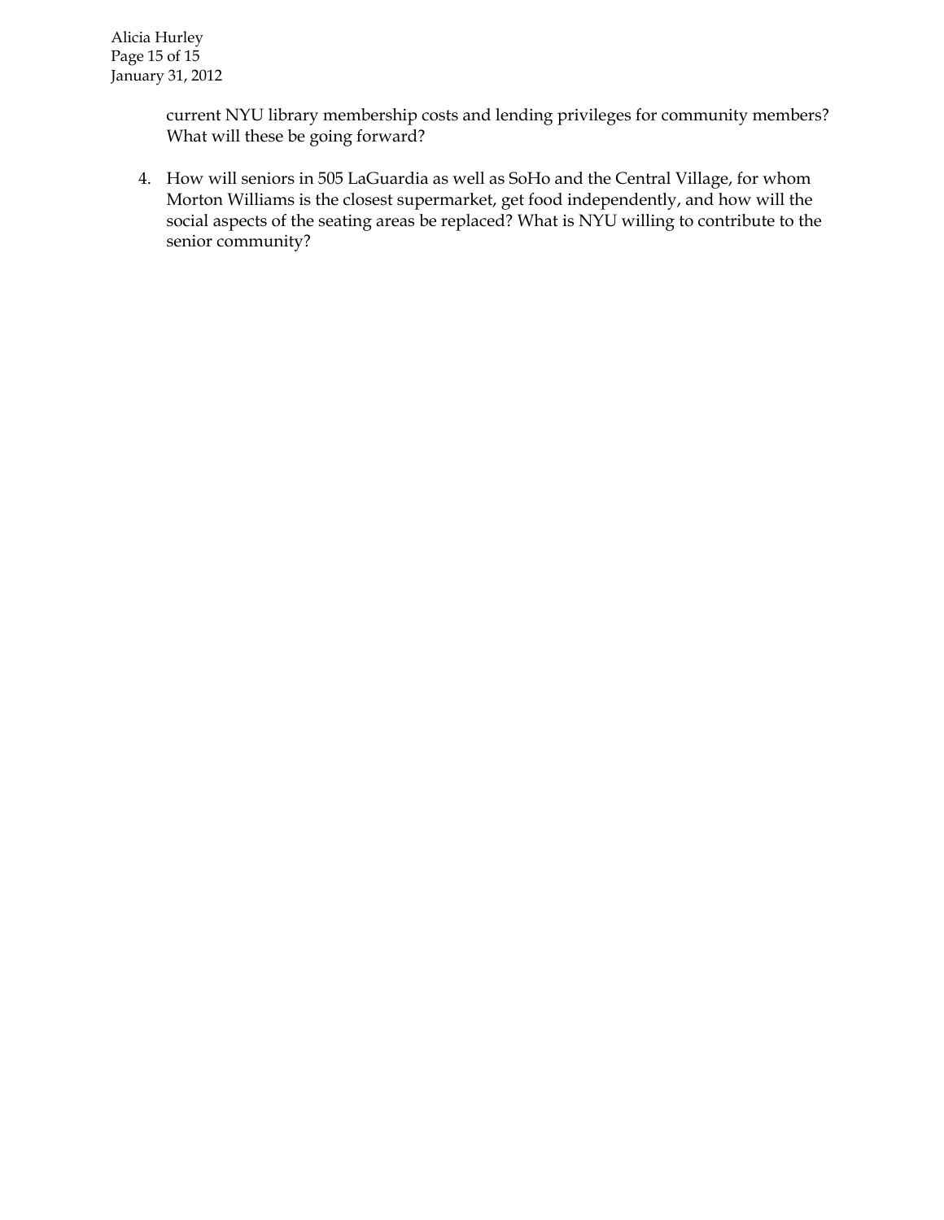current NYU library membership costs and lending privileges for community members? What will these be going forward?

4. How will seniors in 505 LaGuardia as well as SoHo and the Central Village, for whom Morton Williams is the closest supermarket, get food independently, and how will the social aspects of the seating areas be replaced? What is NYU willing to contribute to the senior community?